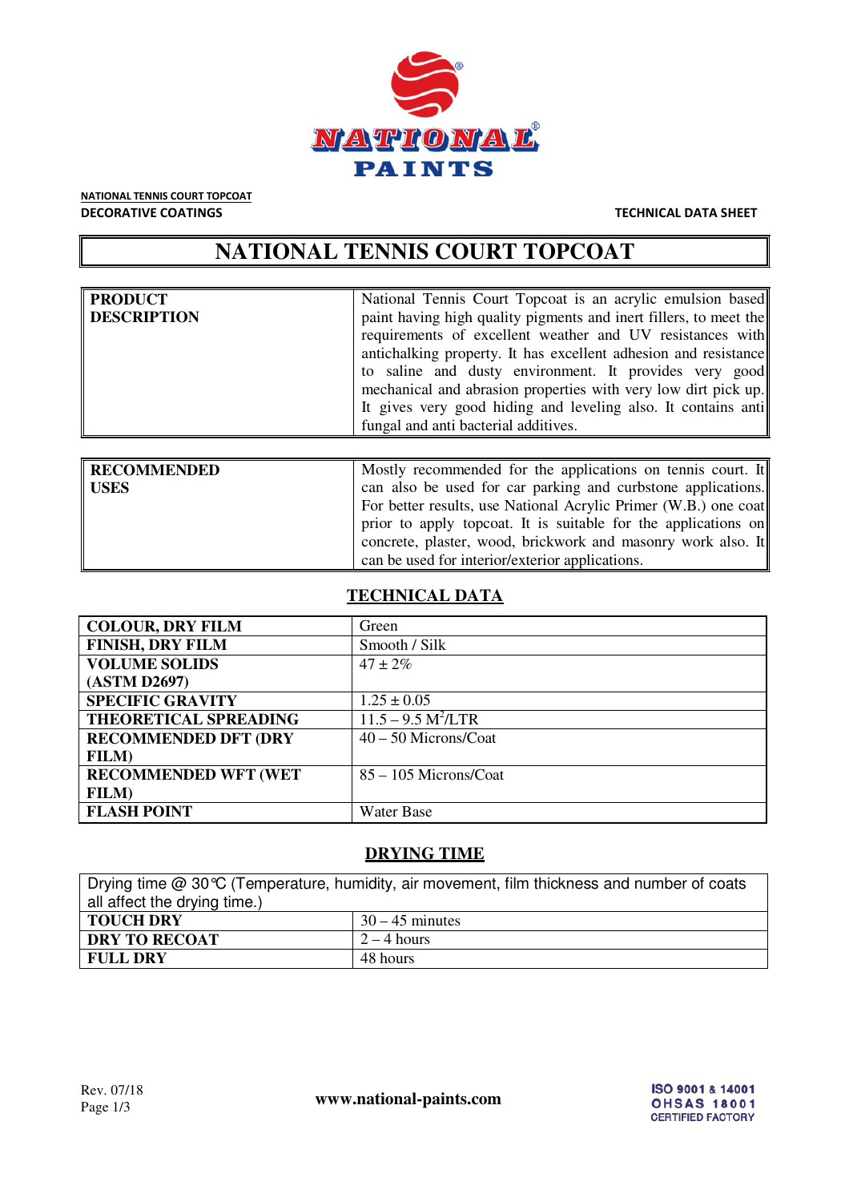**NATIONAL PAINTS**

NATIONAL TENNIS COURT TOPCOAT
DECORATIVE COATINGS

TECHNICAL DATA SHEET

# NATIONAL TENNIS COURT TOPCOAT

| **PRODUCT DESCRIPTION** | National Tennis Court Topcoat is an acrylic emulsion based paint having high quality pigments and inert fillers, to meet the requirements of excellent weather and UV resistances with antichalking property. It has excellent adhesion and resistance to saline and dusty environment. It provides very good mechanical and abrasion properties with very low dirt pick up. It gives very good hiding and leveling also. It contains anti fungal and anti bacterial additives. |
|---|---|

| **RECOMMENDED USES** | Mostly recommended for the applications on tennis court. It can also be used for car parking and curbstone applications. For better results, use National Acrylic Primer (W.B.) one coat prior to apply topcoat. It is suitable for the applications on concrete, plaster, wood, brickwork and masonry work also. It can be used for interior/exterior applications. |
|---|---|

## TECHNICAL DATA

| | |
|---|---|
| **COLOUR, DRY FILM** | Green |
| **FINISH, DRY FILM** | Smooth / Silk |
| **VOLUME SOLIDS (ASTM D2697)** | 47 ± 2% |
| **SPECIFIC GRAVITY** | 1.25 ± 0.05 |
| **THEORETICAL SPREADING** | 11.5 – 9.5 $M^2$/LTR |
| **RECOMMENDED DFT (DRY FILM)** | 40 – 50 Microns/Coat |
| **RECOMMENDED WFT (WET FILM)** | 85 – 105 Microns/Coat |
| **FLASH POINT** | Water Base |

## DRYING TIME

Drying time @ 30°C (Temperature, humidity, air movement, film thickness and number of coats all affect the drying time.)

| | |
|---|---|
| **TOUCH DRY** | 30 – 45 minutes |
| **DRY TO RECOAT** | 2 – 4 hours |
| **FULL DRY** | 48 hours |

Rev. 07/18

**www.national-paints.com**

ISO 9001 & 14001
OHSAS 18001
CERTIFIED FACTORY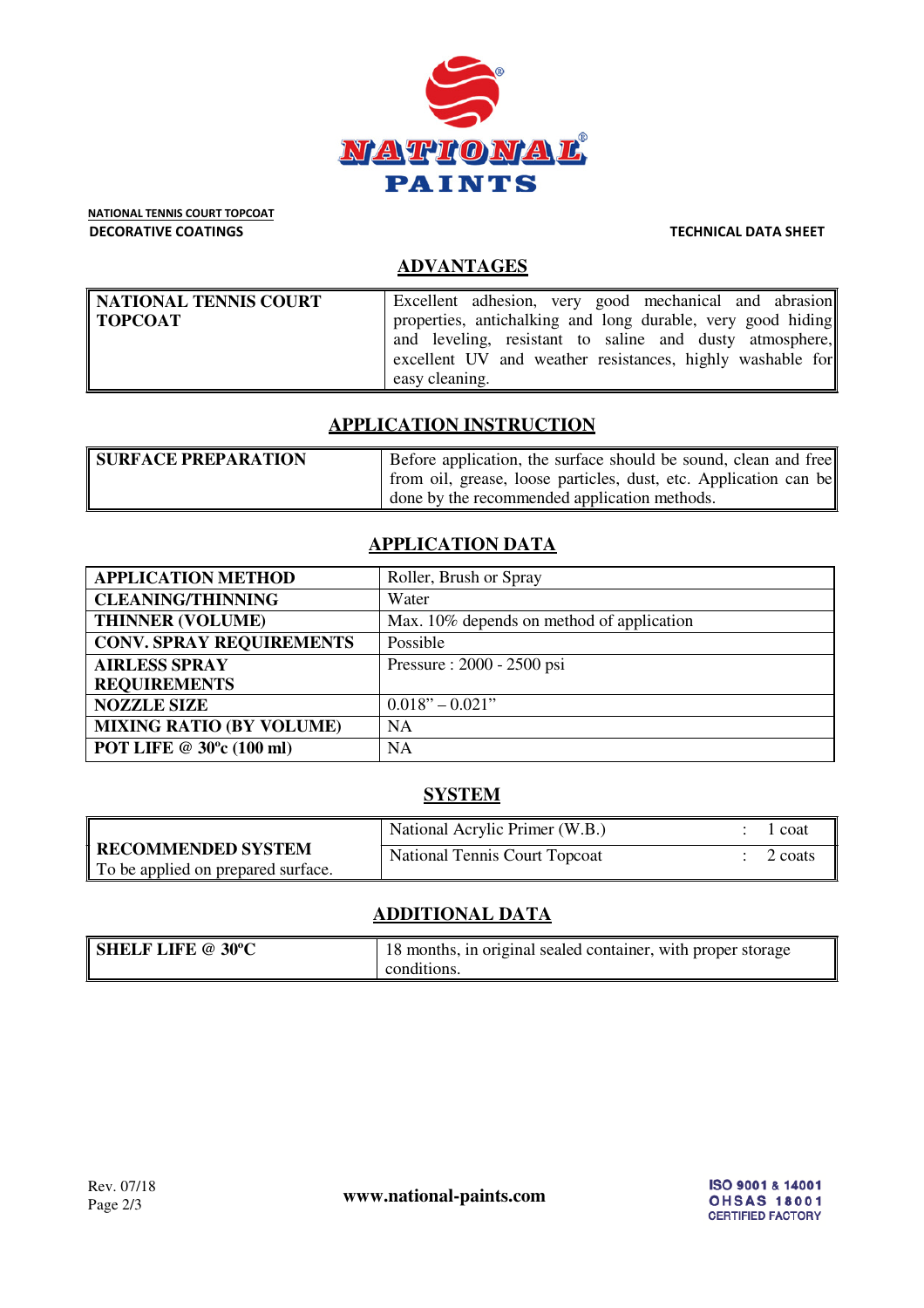NATIONAL TENNIS COURT TOPCOAT

DECORATIVE COATINGS

TECHNICAL DATA SHEET

## ADVANTAGES

| NATIONAL TENNIS COURT TOPCOAT | Excellent adhesion, very good mechanical and abrasion properties, antichalking and long durable, very good hiding and leveling, resistant to saline and dusty atmosphere, excellent UV and weather resistances, highly washable for easy cleaning. |
|---|---|

## APPLICATION INSTRUCTION

| SURFACE PREPARATION | Before application, the surface should be sound, clean and free from oil, grease, loose particles, dust, etc. Application can be done by the recommended application methods. |
|---|---|

## APPLICATION DATA

| APPLICATION METHOD | Roller, Brush or Spray |
|---|---|
| CLEANING/THINNING | Water |
| THINNER (VOLUME) | Max. 10% depends on method of application |
| CONV. SPRAY REQUIREMENTS | Possible |
| AIRLESS SPRAY REQUIREMENTS | Pressure : 2000 - 2500 psi |
| NOZZLE SIZE | 0.018" – 0.021" |
| MIXING RATIO (BY VOLUME) | NA |
| POT LIFE @ 30ºc (100 ml) | NA |

## SYSTEM

| RECOMMENDED SYSTEM<br>To be applied on prepared surface. | National Acrylic Primer (W.B.) | : | 1 coat |
|---|---|---|---|
| | National Tennis Court Topcoat | : | 2 coats |

## ADDITIONAL DATA

| SHELF LIFE @ 30ºC | 18 months, in original sealed container, with proper storage conditions. |
|---|---|

Rev. 07/18

www.national-paints.com

ISO 9001 & 14001
OHSAS 18001
CERTIFIED FACTORY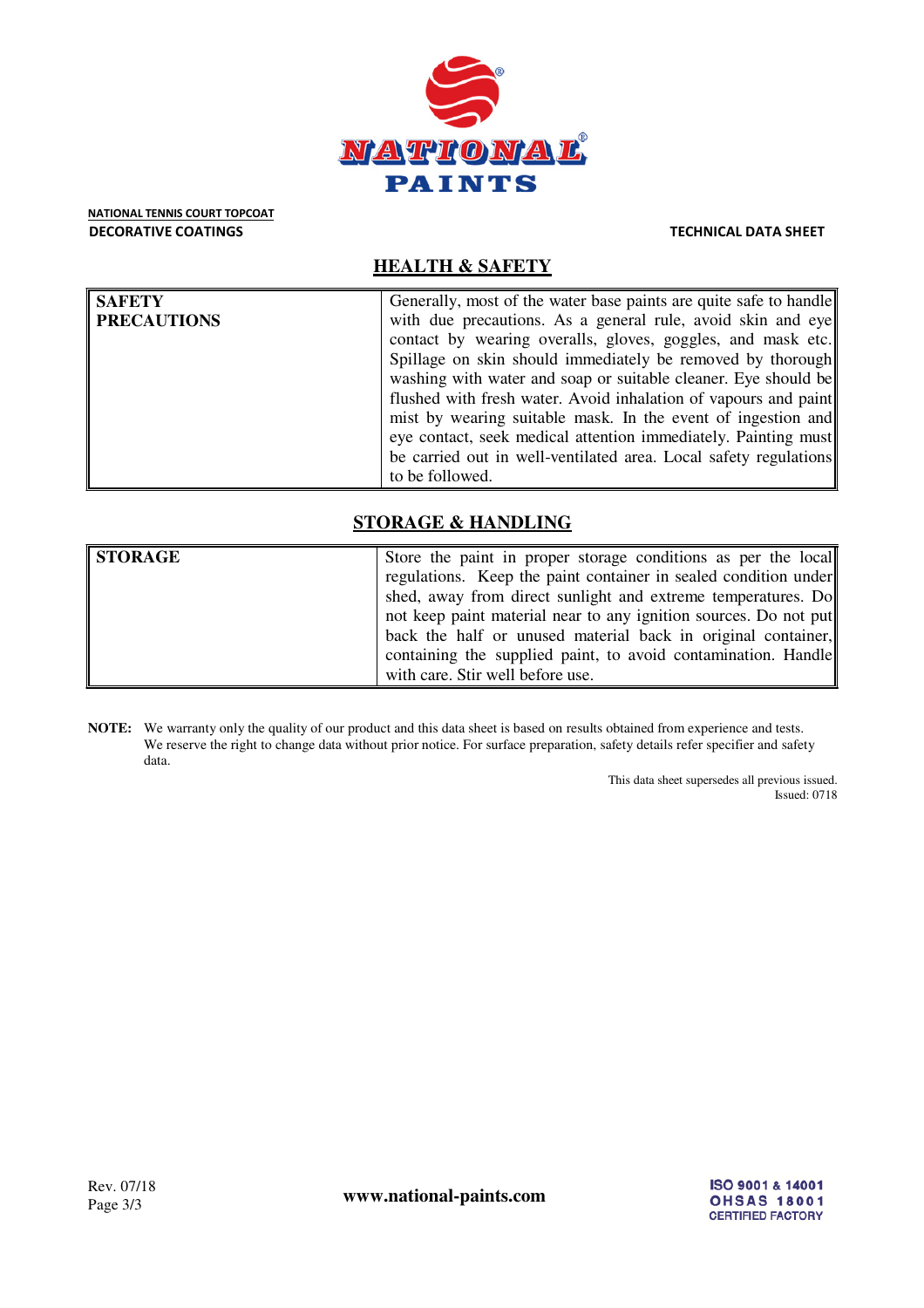NATIONAL TENNIS COURT TOPCOAT

DECORATIVE COATINGS

TECHNICAL DATA SHEET

## HEALTH & SAFETY

| | |
|---|---|
| **SAFETY PRECAUTIONS** | Generally, most of the water base paints are quite safe to handle with due precautions. As a general rule, avoid skin and eye contact by wearing overalls, gloves, goggles, and mask etc. Spillage on skin should immediately be removed by thorough washing with water and soap or suitable cleaner. Eye should be flushed with fresh water. Avoid inhalation of vapours and paint mist by wearing suitable mask. In the event of ingestion and eye contact, seek medical attention immediately. Painting must be carried out in well-ventilated area. Local safety regulations to be followed. |

## STORAGE & HANDLING

| | |
|---|---|
| **STORAGE** | Store the paint in proper storage conditions as per the local regulations. Keep the paint container in sealed condition under shed, away from direct sunlight and extreme temperatures. Do not keep paint material near to any ignition sources. Do not put back the half or unused material back in original container, containing the supplied paint, to avoid contamination. Handle with care. Stir well before use. |

**NOTE:** We warranty only the quality of our product and this data sheet is based on results obtained from experience and tests. We reserve the right to change data without prior notice. For surface preparation, safety details refer specifier and safety data.

This data sheet supersedes all previous issued.
Issued: 0718

Rev. 07/18

www.national-paints.com

ISO 9001 & 14001
OHSAS 18001
CERTIFIED FACTORY